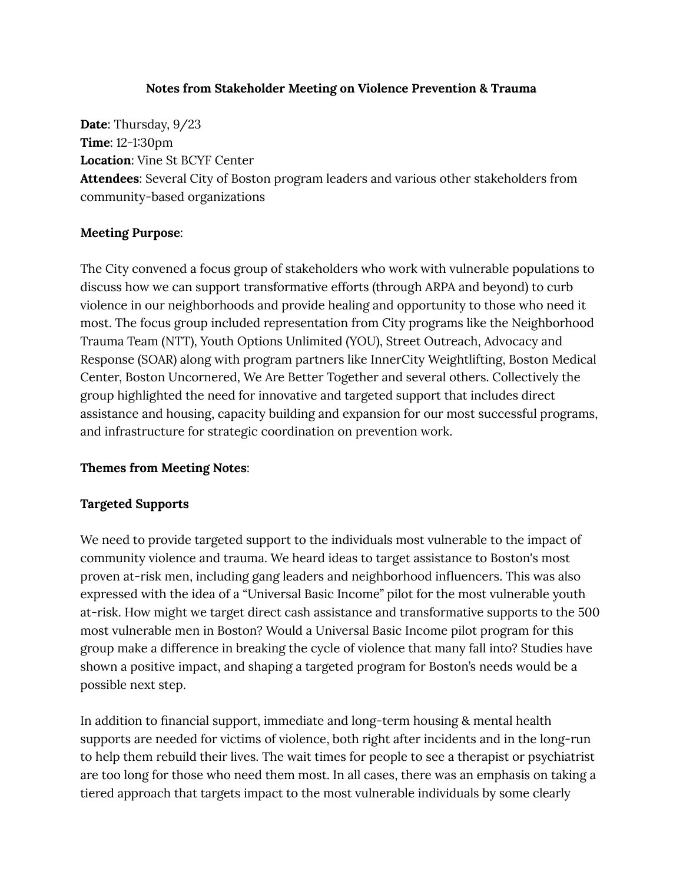# Notes from Stakeholder Meeting on Violence Prevention & Trauma

**Date**: Thursday, 9/23
**Time**: 12-1:30pm
**Location**: Vine St BCYF Center
**Attendees**: Several City of Boston program leaders and various other stakeholders from community-based organizations

**Meeting Purpose**:

The City convened a focus group of stakeholders who work with vulnerable populations to discuss how we can support transformative efforts (through ARPA and beyond) to curb violence in our neighborhoods and provide healing and opportunity to those who need it most. The focus group included representation from City programs like the Neighborhood Trauma Team (NTT), Youth Options Unlimited (YOU), Street Outreach, Advocacy and Response (SOAR) along with program partners like InnerCity Weightlifting, Boston Medical Center, Boston Uncornered, We Are Better Together and several others. Collectively the group highlighted the need for innovative and targeted support that includes direct assistance and housing, capacity building and expansion for our most successful programs, and infrastructure for strategic coordination on prevention work.

**Themes from Meeting Notes**:

**Targeted Supports**

We need to provide targeted support to the individuals most vulnerable to the impact of community violence and trauma. We heard ideas to target assistance to Boston's most proven at-risk men, including gang leaders and neighborhood influencers. This was also expressed with the idea of a "Universal Basic Income" pilot for the most vulnerable youth at-risk. How might we target direct cash assistance and transformative supports to the 500 most vulnerable men in Boston? Would a Universal Basic Income pilot program for this group make a difference in breaking the cycle of violence that many fall into? Studies have shown a positive impact, and shaping a targeted program for Boston's needs would be a possible next step.

In addition to financial support, immediate and long-term housing & mental health supports are needed for victims of violence, both right after incidents and in the long-run to help them rebuild their lives. The wait times for people to see a therapist or psychiatrist are too long for those who need them most. In all cases, there was an emphasis on taking a tiered approach that targets impact to the most vulnerable individuals by some clearly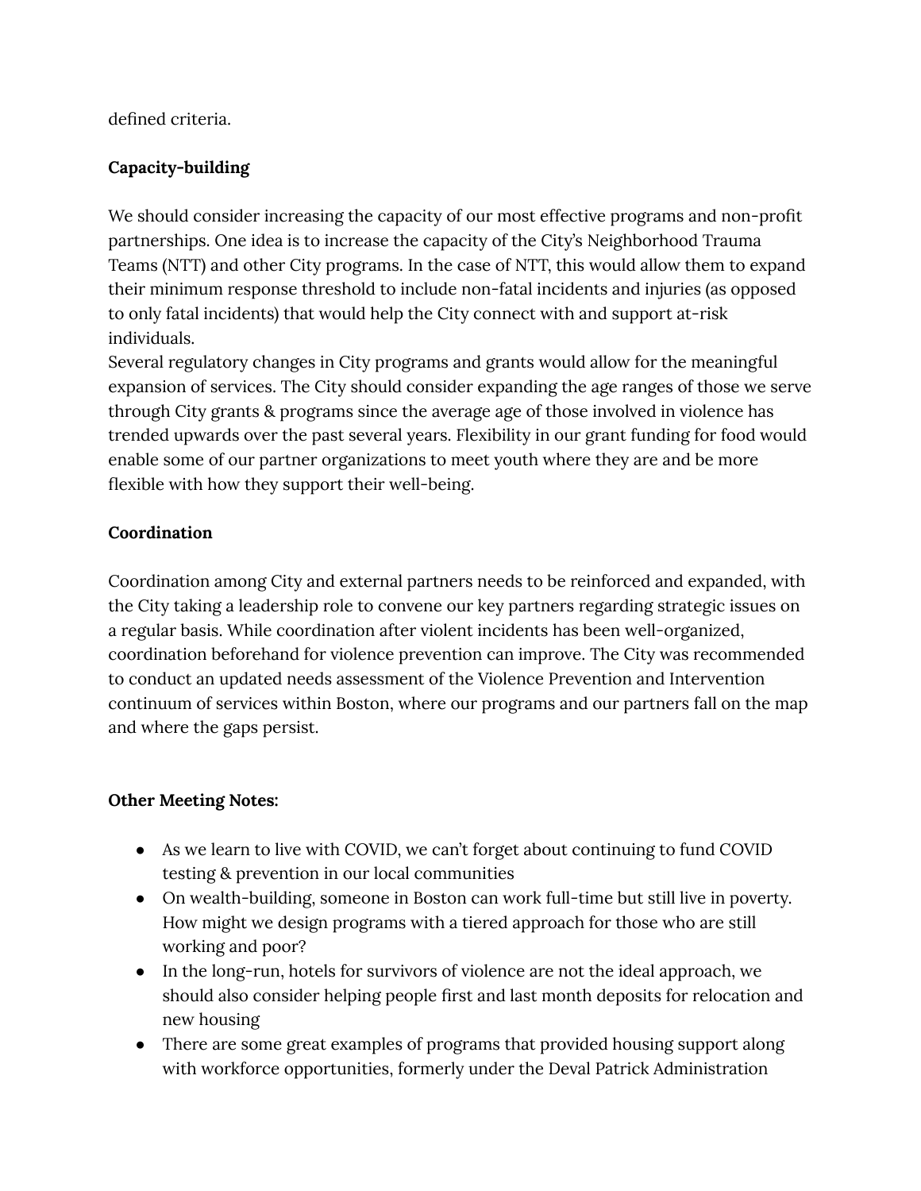defined criteria.

**Capacity-building**

We should consider increasing the capacity of our most effective programs and non-profit partnerships. One idea is to increase the capacity of the City's Neighborhood Trauma Teams (NTT) and other City programs. In the case of NTT, this would allow them to expand their minimum response threshold to include non-fatal incidents and injuries (as opposed to only fatal incidents) that would help the City connect with and support at-risk individuals.
Several regulatory changes in City programs and grants would allow for the meaningful expansion of services. The City should consider expanding the age ranges of those we serve through City grants & programs since the average age of those involved in violence has trended upwards over the past several years. Flexibility in our grant funding for food would enable some of our partner organizations to meet youth where they are and be more flexible with how they support their well-being.

**Coordination**

Coordination among City and external partners needs to be reinforced and expanded, with the City taking a leadership role to convene our key partners regarding strategic issues on a regular basis. While coordination after violent incidents has been well-organized, coordination beforehand for violence prevention can improve. The City was recommended to conduct an updated needs assessment of the Violence Prevention and Intervention continuum of services within Boston, where our programs and our partners fall on the map and where the gaps persist.

**Other Meeting Notes:**

- As we learn to live with COVID, we can't forget about continuing to fund COVID testing & prevention in our local communities
- On wealth-building, someone in Boston can work full-time but still live in poverty. How might we design programs with a tiered approach for those who are still working and poor?
- In the long-run, hotels for survivors of violence are not the ideal approach, we should also consider helping people first and last month deposits for relocation and new housing
- There are some great examples of programs that provided housing support along with workforce opportunities, formerly under the Deval Patrick Administration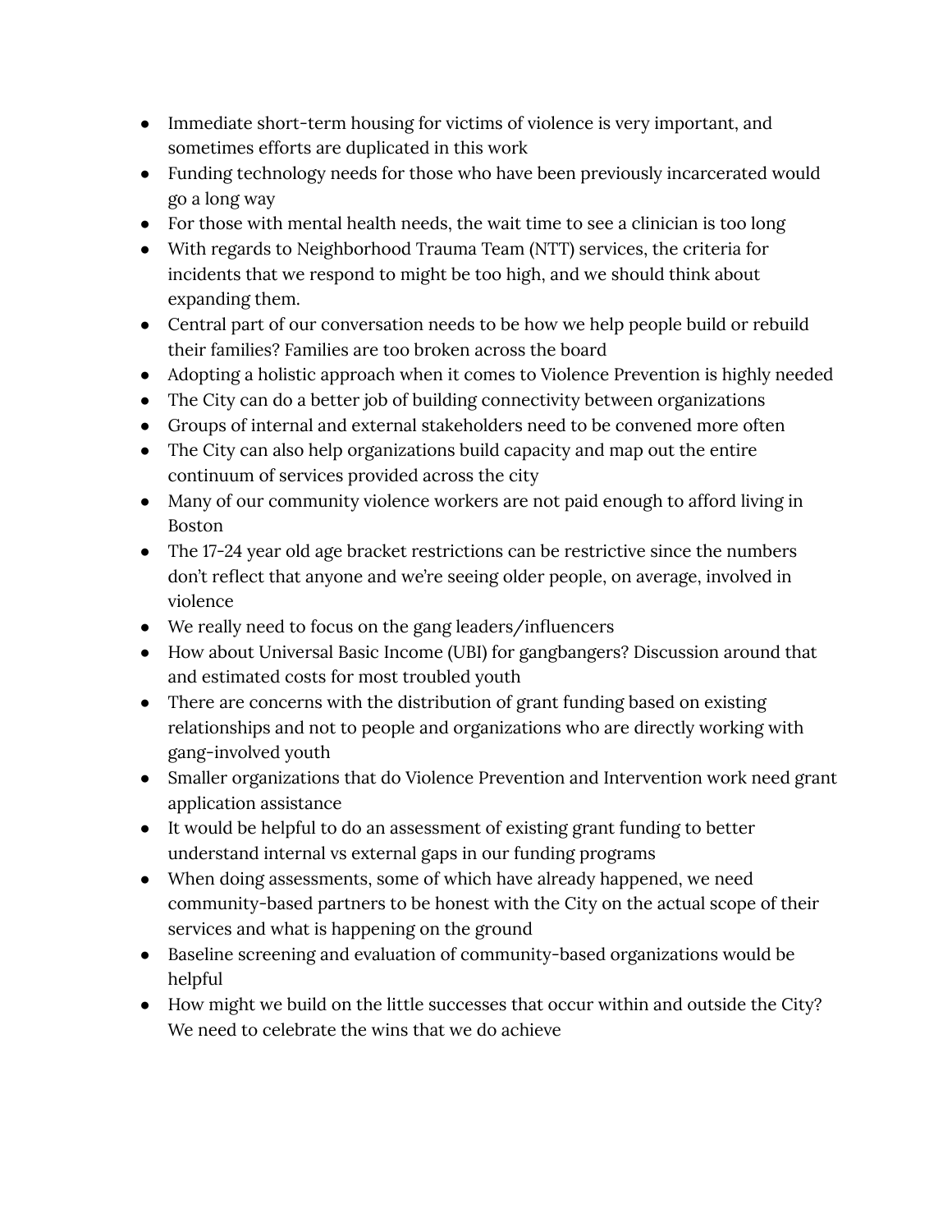- Immediate short-term housing for victims of violence is very important, and sometimes efforts are duplicated in this work
- Funding technology needs for those who have been previously incarcerated would go a long way
- For those with mental health needs, the wait time to see a clinician is too long
- With regards to Neighborhood Trauma Team (NTT) services, the criteria for incidents that we respond to might be too high, and we should think about expanding them.
- Central part of our conversation needs to be how we help people build or rebuild their families? Families are too broken across the board
- Adopting a holistic approach when it comes to Violence Prevention is highly needed
- The City can do a better job of building connectivity between organizations
- Groups of internal and external stakeholders need to be convened more often
- The City can also help organizations build capacity and map out the entire continuum of services provided across the city
- Many of our community violence workers are not paid enough to afford living in Boston
- The 17-24 year old age bracket restrictions can be restrictive since the numbers don't reflect that anyone and we're seeing older people, on average, involved in violence
- We really need to focus on the gang leaders/influencers
- How about Universal Basic Income (UBI) for gangbangers? Discussion around that and estimated costs for most troubled youth
- There are concerns with the distribution of grant funding based on existing relationships and not to people and organizations who are directly working with gang-involved youth
- Smaller organizations that do Violence Prevention and Intervention work need grant application assistance
- It would be helpful to do an assessment of existing grant funding to better understand internal vs external gaps in our funding programs
- When doing assessments, some of which have already happened, we need community-based partners to be honest with the City on the actual scope of their services and what is happening on the ground
- Baseline screening and evaluation of community-based organizations would be helpful
- How might we build on the little successes that occur within and outside the City? We need to celebrate the wins that we do achieve